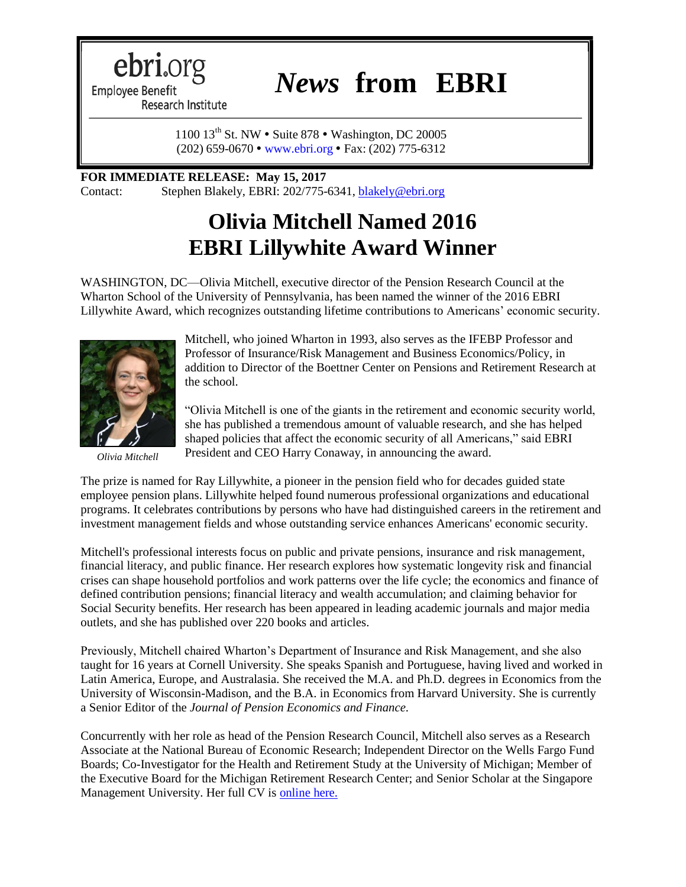ebri.org
Employee Benefit Research Institute

# *News* from EBRI

1100 13th St. NW • Suite 878 • Washington, DC 20005
(202) 659-0670 • www.ebri.org • Fax: (202) 775-6312

**FOR IMMEDIATE RELEASE: May 15, 2017**
Contact: Stephen Blakely, EBRI: 202/775-6341, blakely@ebri.org

# Olivia Mitchell Named 2016 EBRI Lillywhite Award Winner

WASHINGTON, DC—Olivia Mitchell, executive director of the Pension Research Council at the Wharton School of the University of Pennsylvania, has been named the winner of the 2016 EBRI Lillywhite Award, which recognizes outstanding lifetime contributions to Americans' economic security.

*Olivia Mitchell*

Mitchell, who joined Wharton in 1993, also serves as the IFEBP Professor and Professor of Insurance/Risk Management and Business Economics/Policy, in addition to Director of the Boettner Center on Pensions and Retirement Research at the school.

"Olivia Mitchell is one of the giants in the retirement and economic security world, she has published a tremendous amount of valuable research, and she has helped shaped policies that affect the economic security of all Americans," said EBRI President and CEO Harry Conaway, in announcing the award.

The prize is named for Ray Lillywhite, a pioneer in the pension field who for decades guided state employee pension plans. Lillywhite helped found numerous professional organizations and educational programs. It celebrates contributions by persons who have had distinguished careers in the retirement and investment management fields and whose outstanding service enhances Americans' economic security.

Mitchell's professional interests focus on public and private pensions, insurance and risk management, financial literacy, and public finance. Her research explores how systematic longevity risk and financial crises can shape household portfolios and work patterns over the life cycle; the economics and finance of defined contribution pensions; financial literacy and wealth accumulation; and claiming behavior for Social Security benefits. Her research has been appeared in leading academic journals and major media outlets, and she has published over 220 books and articles.

Previously, Mitchell chaired Wharton's Department of Insurance and Risk Management, and she also taught for 16 years at Cornell University. She speaks Spanish and Portuguese, having lived and worked in Latin America, Europe, and Australasia. She received the M.A. and Ph.D. degrees in Economics from the University of Wisconsin-Madison, and the B.A. in Economics from Harvard University. She is currently a Senior Editor of the *Journal of Pension Economics and Finance.*

Concurrently with her role as head of the Pension Research Council, Mitchell also serves as a Research Associate at the National Bureau of Economic Research; Independent Director on the Wells Fargo Fund Boards; Co-Investigator for the Health and Retirement Study at the University of Michigan; Member of the Executive Board for the Michigan Retirement Research Center; and Senior Scholar at the Singapore Management University. Her full CV is online here.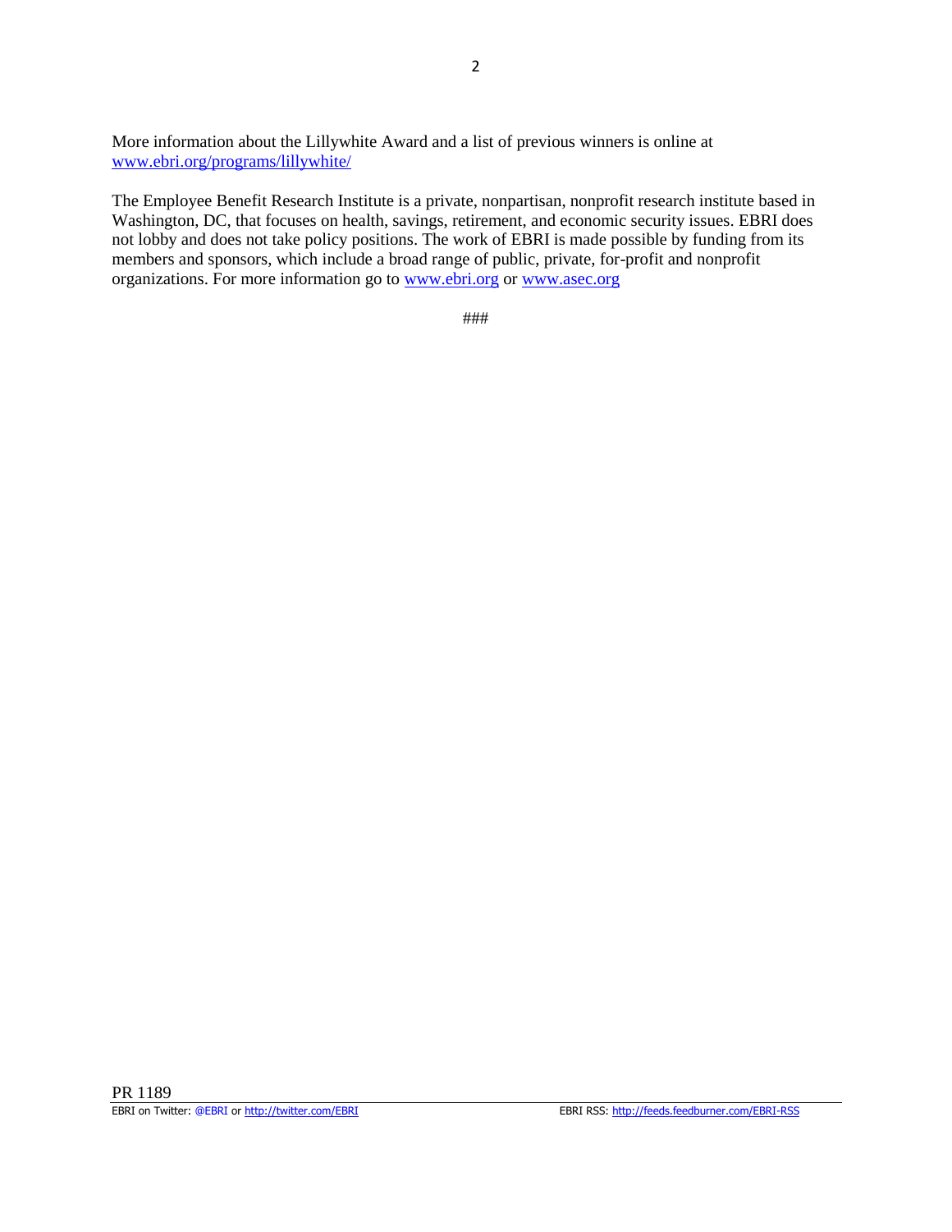More information about the Lillywhite Award and a list of previous winners is online at www.ebri.org/programs/lillywhite/

The Employee Benefit Research Institute is a private, nonpartisan, nonprofit research institute based in Washington, DC, that focuses on health, savings, retirement, and economic security issues. EBRI does not lobby and does not take policy positions. The work of EBRI is made possible by funding from its members and sponsors, which include a broad range of public, private, for-profit and nonprofit organizations. For more information go to www.ebri.org or www.asec.org

###